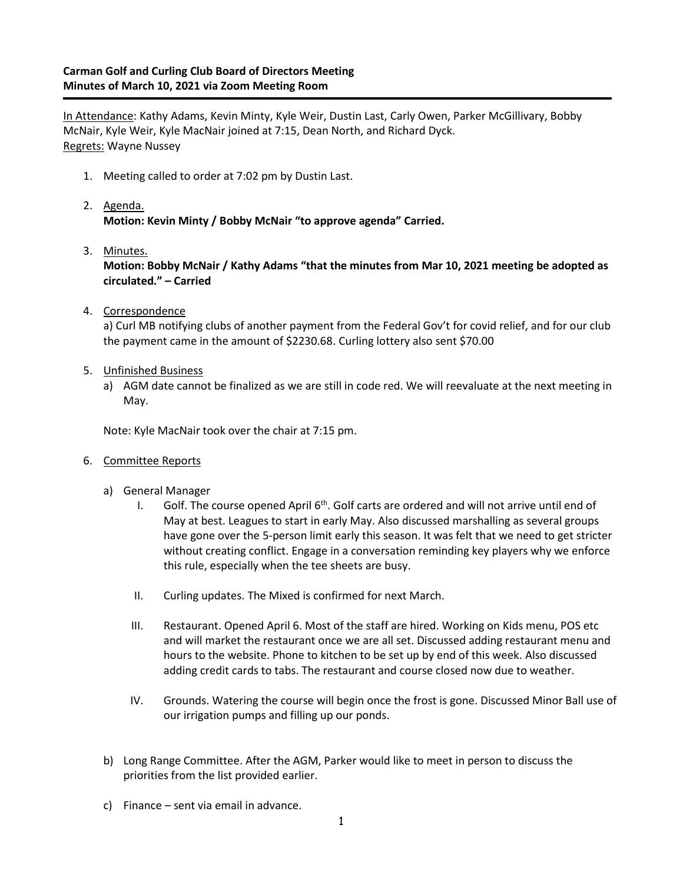**Carman Golf and Curling Club Board of Directors Meeting**
**Minutes of March 10, 2021 via Zoom Meeting Room**

In Attendance: Kathy Adams, Kevin Minty, Kyle Weir, Dustin Last, Carly Owen, Parker McGillivary, Bobby McNair, Kyle Weir, Kyle MacNair joined at 7:15, Dean North, and Richard Dyck.
Regrets: Wayne Nussey

1. Meeting called to order at 7:02 pm by Dustin Last.

2. Agenda.
   **Motion: Kevin Minty / Bobby McNair "to approve agenda" Carried.**

3. Minutes.
   **Motion: Bobby McNair / Kathy Adams "that the minutes from Mar 10, 2021 meeting be adopted as circulated." – Carried**

4. Correspondence
   a) Curl MB notifying clubs of another payment from the Federal Gov't for covid relief, and for our club the payment came in the amount of $2230.68. Curling lottery also sent $70.00

5. Unfinished Business
   a) AGM date cannot be finalized as we are still in code red. We will reevaluate at the next meeting in May.

   Note: Kyle MacNair took over the chair at 7:15 pm.

6. Committee Reports

   a) General Manager
      I. Golf. The course opened April 6th. Golf carts are ordered and will not arrive until end of May at best. Leagues to start in early May. Also discussed marshalling as several groups have gone over the 5-person limit early this season. It was felt that we need to get stricter without creating conflict. Engage in a conversation reminding key players why we enforce this rule, especially when the tee sheets are busy.

      II. Curling updates. The Mixed is confirmed for next March.

      III. Restaurant. Opened April 6. Most of the staff are hired. Working on Kids menu, POS etc and will market the restaurant once we are all set. Discussed adding restaurant menu and hours to the website. Phone to kitchen to be set up by end of this week. Also discussed adding credit cards to tabs. The restaurant and course closed now due to weather.

      IV. Grounds. Watering the course will begin once the frost is gone. Discussed Minor Ball use of our irrigation pumps and filling up our ponds.

   b) Long Range Committee. After the AGM, Parker would like to meet in person to discuss the priorities from the list provided earlier.

   c) Finance – sent via email in advance.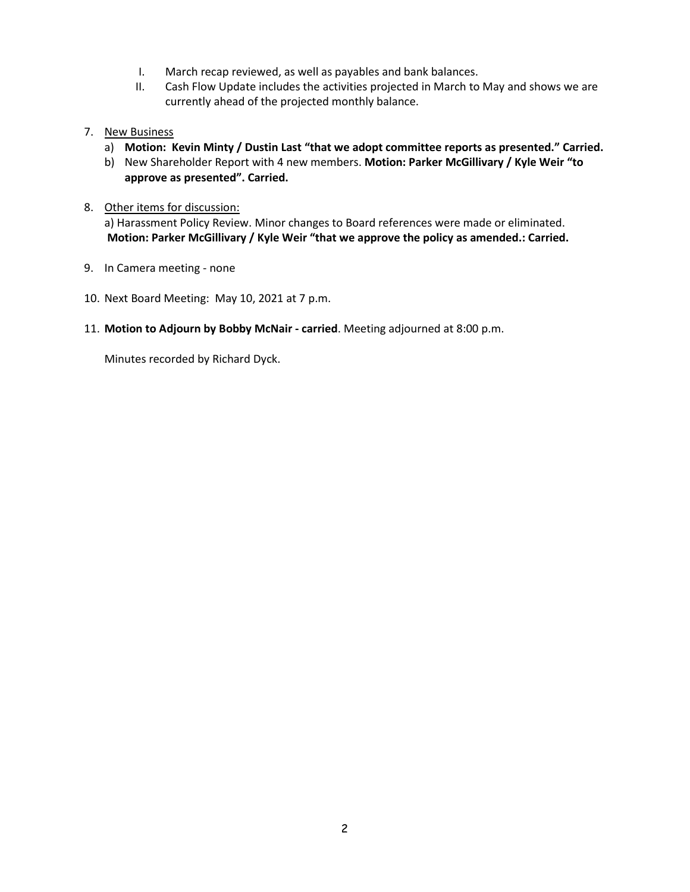I. March recap reviewed, as well as payables and bank balances.
   II. Cash Flow Update includes the activities projected in March to May and shows we are currently ahead of the projected monthly balance.

7. <u>New Business</u>
   a) **Motion: Kevin Minty / Dustin Last "that we adopt committee reports as presented." Carried.**
   b) New Shareholder Report with 4 new members. **Motion: Parker McGillivary / Kyle Weir "to approve as presented". Carried.**

8. <u>Other items for discussion:</u>
   a) Harassment Policy Review. Minor changes to Board references were made or eliminated.
   **Motion: Parker McGillivary / Kyle Weir "that we approve the policy as amended.: Carried.**

9. In Camera meeting - none

10. Next Board Meeting: May 10, 2021 at 7 p.m.

11. **Motion to Adjourn by Bobby McNair - carried**. Meeting adjourned at 8:00 p.m.

    Minutes recorded by Richard Dyck.